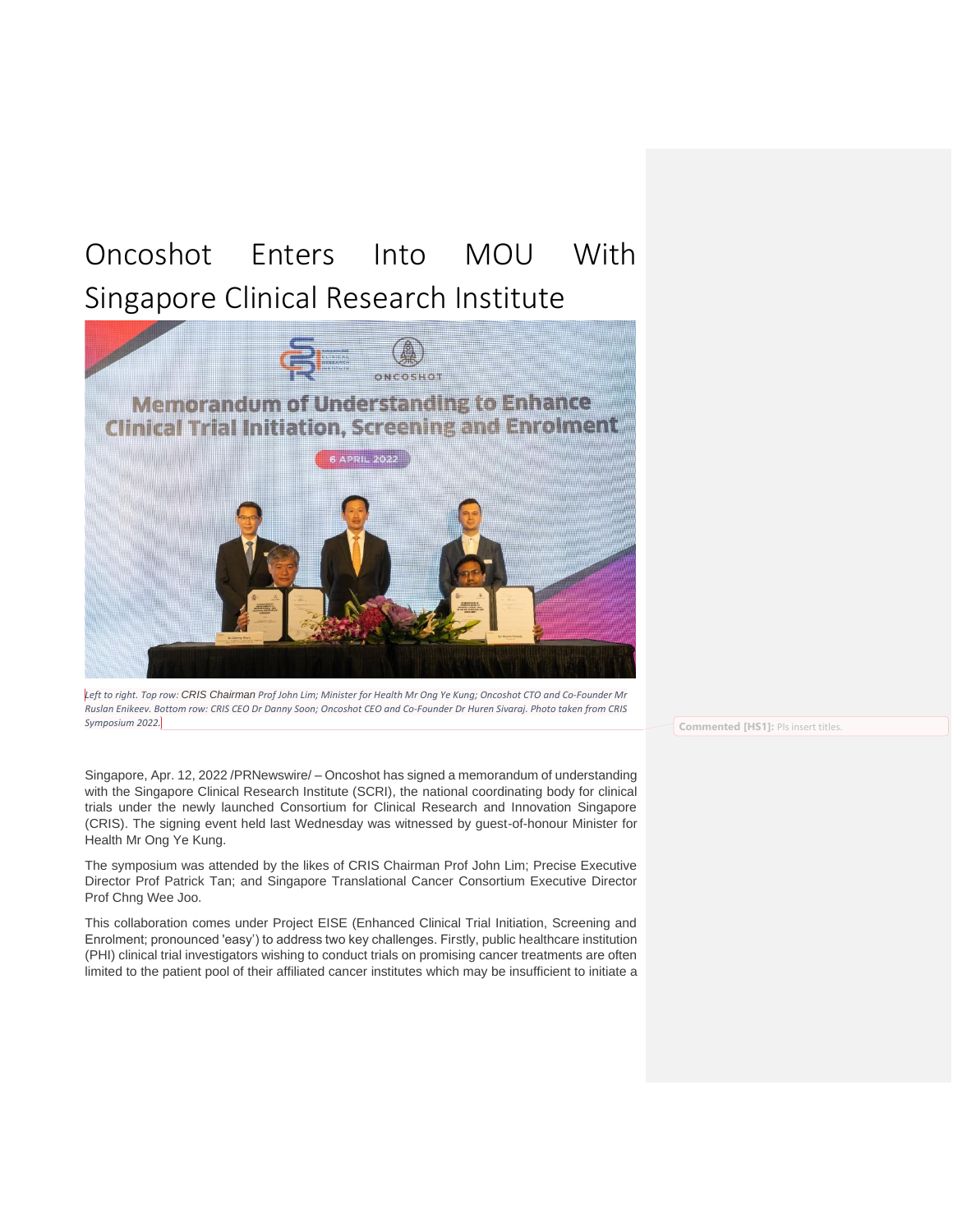# Oncoshot Enters Into MOU With Singapore Clinical Research Institute

*Left to right. Top row: CRIS Chairman Prof John Lim; Minister for Health Mr Ong Ye Kung; Oncoshot CTO and Co-Founder Mr Ruslan Enikeev. Bottom row: CRIS CEO Dr Danny Soon; Oncoshot CEO and Co-Founder Dr Huren Sivaraj. Photo taken from CRIS Symposium 2022.*

Commented [HS1]: Pls insert titles.

Singapore, Apr. 12, 2022 /PRNewswire/ – Oncoshot has signed a memorandum of understanding with the Singapore Clinical Research Institute (SCRI), the national coordinating body for clinical trials under the newly launched Consortium for Clinical Research and Innovation Singapore (CRIS). The signing event held last Wednesday was witnessed by guest-of-honour Minister for Health Mr Ong Ye Kung.

The symposium was attended by the likes of CRIS Chairman Prof John Lim; Precise Executive Director Prof Patrick Tan; and Singapore Translational Cancer Consortium Executive Director Prof Chng Wee Joo.

This collaboration comes under Project EISE (Enhanced Clinical Trial Initiation, Screening and Enrolment; pronounced 'easy') to address two key challenges. Firstly, public healthcare institution (PHI) clinical trial investigators wishing to conduct trials on promising cancer treatments are often limited to the patient pool of their affiliated cancer institutes which may be insufficient to initiate a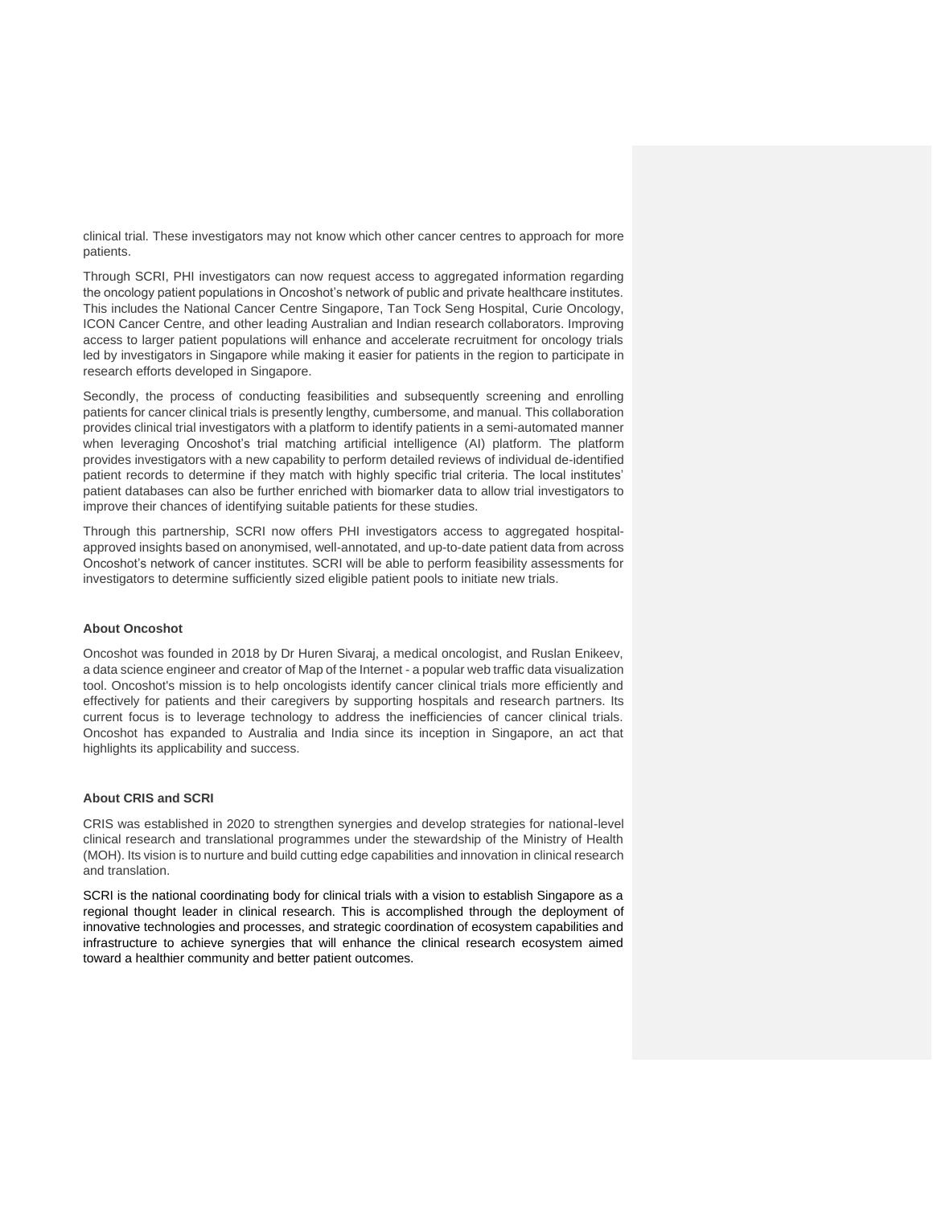clinical trial. These investigators may not know which other cancer centres to approach for more patients.

Through SCRI, PHI investigators can now request access to aggregated information regarding the oncology patient populations in Oncoshot's network of public and private healthcare institutes. This includes the National Cancer Centre Singapore, Tan Tock Seng Hospital, Curie Oncology, ICON Cancer Centre, and other leading Australian and Indian research collaborators. Improving access to larger patient populations will enhance and accelerate recruitment for oncology trials led by investigators in Singapore while making it easier for patients in the region to participate in research efforts developed in Singapore.

Secondly, the process of conducting feasibilities and subsequently screening and enrolling patients for cancer clinical trials is presently lengthy, cumbersome, and manual. This collaboration provides clinical trial investigators with a platform to identify patients in a semi-automated manner when leveraging Oncoshot's trial matching artificial intelligence (AI) platform. The platform provides investigators with a new capability to perform detailed reviews of individual de-identified patient records to determine if they match with highly specific trial criteria. The local institutes' patient databases can also be further enriched with biomarker data to allow trial investigators to improve their chances of identifying suitable patients for these studies.

Through this partnership, SCRI now offers PHI investigators access to aggregated hospital-approved insights based on anonymised, well-annotated, and up-to-date patient data from across Oncoshot's network of cancer institutes. SCRI will be able to perform feasibility assessments for investigators to determine sufficiently sized eligible patient pools to initiate new trials.

**About Oncoshot**

Oncoshot was founded in 2018 by Dr Huren Sivaraj, a medical oncologist, and Ruslan Enikeev, a data science engineer and creator of Map of the Internet - a popular web traffic data visualization tool. Oncoshot's mission is to help oncologists identify cancer clinical trials more efficiently and effectively for patients and their caregivers by supporting hospitals and research partners. Its current focus is to leverage technology to address the inefficiencies of cancer clinical trials. Oncoshot has expanded to Australia and India since its inception in Singapore, an act that highlights its applicability and success.

**About CRIS and SCRI**

CRIS was established in 2020 to strengthen synergies and develop strategies for national-level clinical research and translational programmes under the stewardship of the Ministry of Health (MOH). Its vision is to nurture and build cutting edge capabilities and innovation in clinical research and translation.

SCRI is the national coordinating body for clinical trials with a vision to establish Singapore as a regional thought leader in clinical research. This is accomplished through the deployment of innovative technologies and processes, and strategic coordination of ecosystem capabilities and infrastructure to achieve synergies that will enhance the clinical research ecosystem aimed toward a healthier community and better patient outcomes.